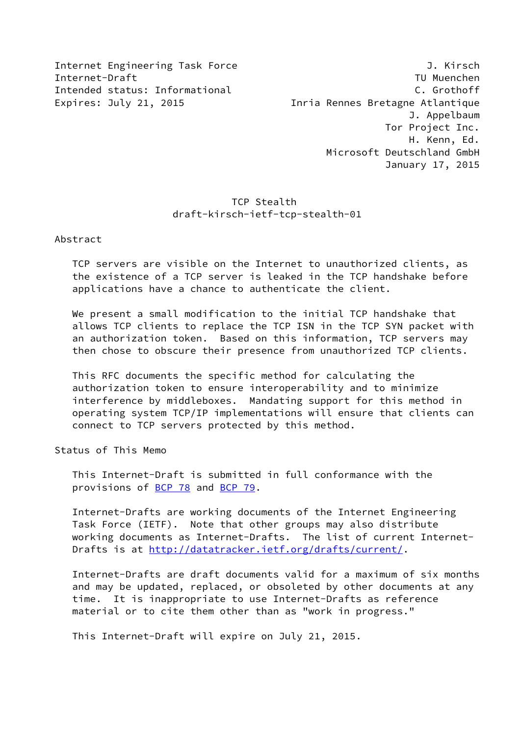Internet Engineering Task Force J. Kirsch
Internet-Draft TU Muenchen
Intended status: Informational C. Grothoff
Expires: July 21, 2015 Inria Rennes Bretagne Atlantique
J. Appelbaum
Tor Project Inc.
H. Kenn, Ed.
Microsoft Deutschland GmbH
January 17, 2015

# TCP Stealth
## draft-kirsch-ietf-tcp-stealth-01

## Abstract

TCP servers are visible on the Internet to unauthorized clients, as the existence of a TCP server is leaked in the TCP handshake before applications have a chance to authenticate the client.

We present a small modification to the initial TCP handshake that allows TCP clients to replace the TCP ISN in the TCP SYN packet with an authorization token. Based on this information, TCP servers may then chose to obscure their presence from unauthorized TCP clients.

This RFC documents the specific method for calculating the authorization token to ensure interoperability and to minimize interference by middleboxes. Mandating support for this method in operating system TCP/IP implementations will ensure that clients can connect to TCP servers protected by this method.

## Status of This Memo

This Internet-Draft is submitted in full conformance with the provisions of BCP 78 and BCP 79.

Internet-Drafts are working documents of the Internet Engineering Task Force (IETF). Note that other groups may also distribute working documents as Internet-Drafts. The list of current Internet-Drafts is at http://datatracker.ietf.org/drafts/current/.

Internet-Drafts are draft documents valid for a maximum of six months and may be updated, replaced, or obsoleted by other documents at any time. It is inappropriate to use Internet-Drafts as reference material or to cite them other than as "work in progress."

This Internet-Draft will expire on July 21, 2015.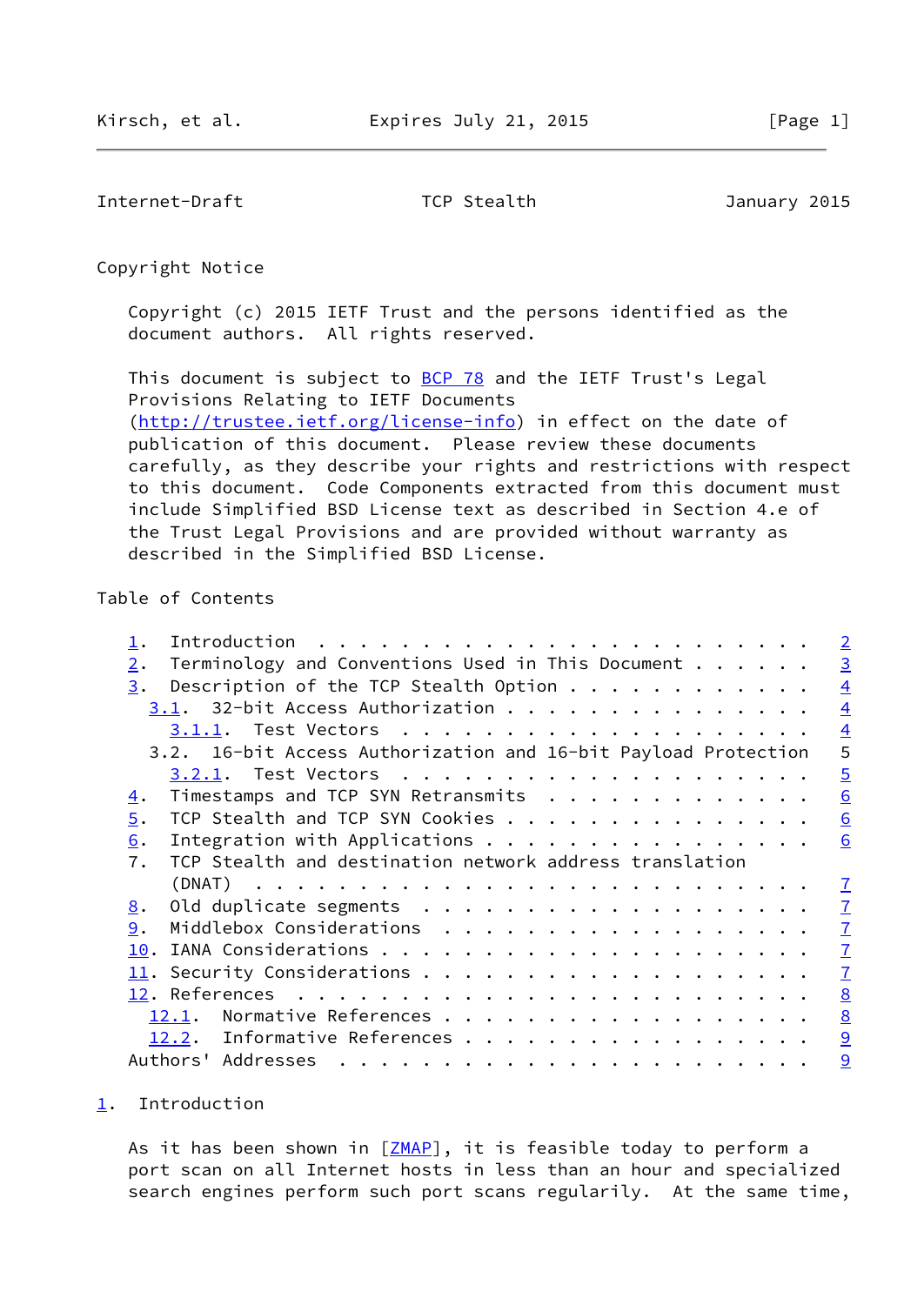## Copyright Notice

Copyright (c) 2015 IETF Trust and the persons identified as the document authors. All rights reserved.

This document is subject to BCP 78 and the IETF Trust's Legal Provisions Relating to IETF Documents (http://trustee.ietf.org/license-info) in effect on the date of publication of this document. Please review these documents carefully, as they describe your rights and restrictions with respect to this document. Code Components extracted from this document must include Simplified BSD License text as described in Section 4.e of the Trust Legal Provisions and are provided without warranty as described in the Simplified BSD License.

## Table of Contents

```
   1.  Introduction . . . . . . . . . . . . . . . . . . . . . . . .   2
   2.  Terminology and Conventions Used in This Document . . . . . .   3
   3.  Description of the TCP Stealth Option . . . . . . . . . . . .   4
     3.1.  32-bit Access Authorization . . . . . . . . . . . . . . .   4
       3.1.1.  Test Vectors  . . . . . . . . . . . . . . . . . . . .   4
     3.2.  16-bit Access Authorization and 16-bit Payload Protection   5
       3.2.1.  Test Vectors  . . . . . . . . . . . . . . . . . . . .   5
   4.  Timestamps and TCP SYN Retransmits  . . . . . . . . . . . . .   6
   5.  TCP Stealth and TCP SYN Cookies . . . . . . . . . . . . . . .   6
   6.  Integration with Applications . . . . . . . . . . . . . . . .   6
   7.  TCP Stealth and destination network address translation
       (DNAT)  . . . . . . . . . . . . . . . . . . . . . . . . . . .   7
   8.  Old duplicate segments  . . . . . . . . . . . . . . . . . . .   7
   9.  Middlebox Considerations  . . . . . . . . . . . . . . . . . .   7
   10. IANA Considerations . . . . . . . . . . . . . . . . . . . . .   7
   11. Security Considerations . . . . . . . . . . . . . . . . . . .   7
   12. References  . . . . . . . . . . . . . . . . . . . . . . . . .   8
     12.1.  Normative References . . . . . . . . . . . . . . . . . .   8
     12.2.  Informative References . . . . . . . . . . . . . . . . .   9
   Authors' Addresses  . . . . . . . . . . . . . . . . . . . . . . .   9
```

## 1. Introduction

As it has been shown in [ZMAP], it is feasible today to perform a port scan on all Internet hosts in less than an hour and specialized search engines perform such port scans regularly. At the same time,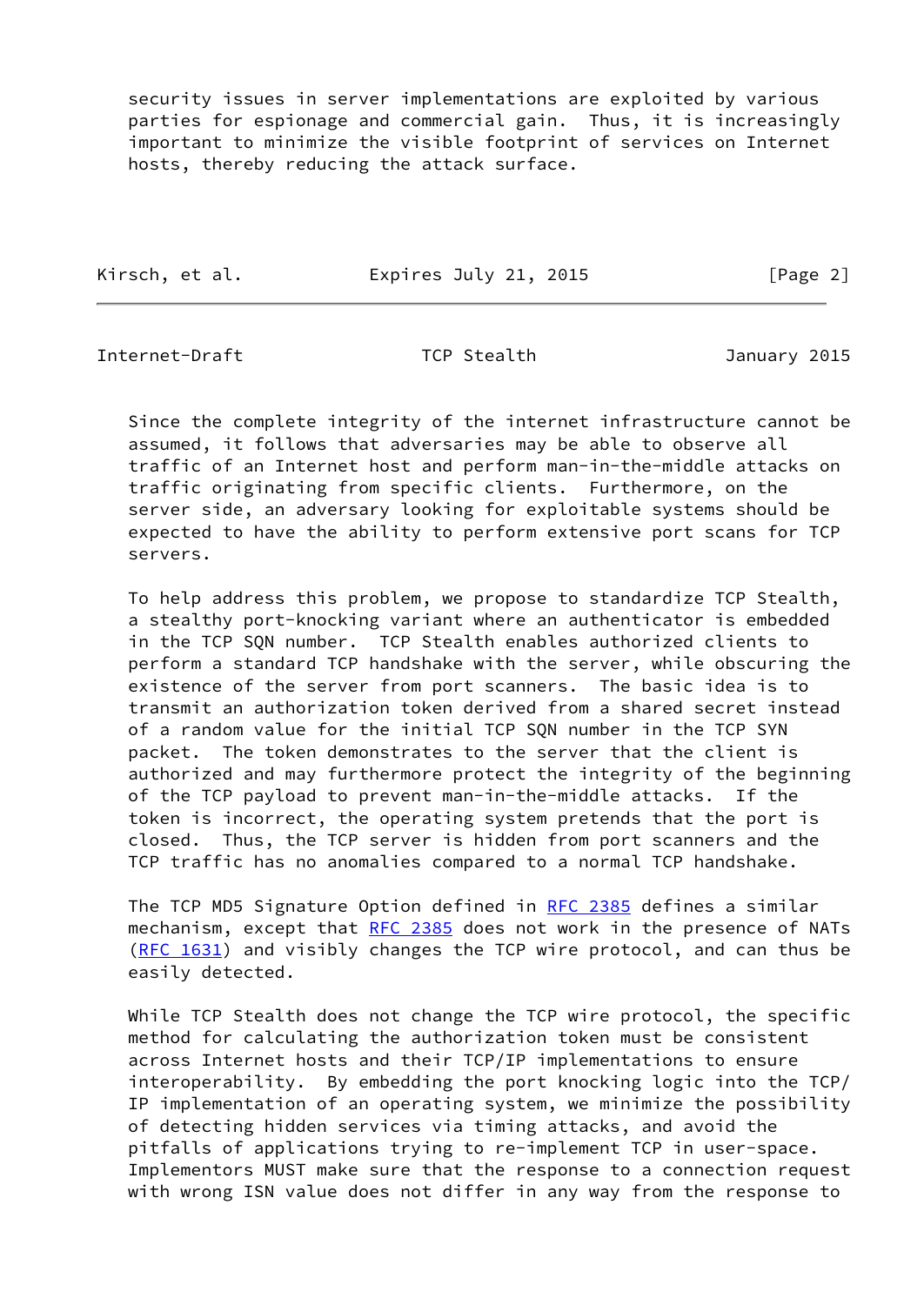security issues in server implementations are exploited by various parties for espionage and commercial gain. Thus, it is increasingly important to minimize the visible footprint of services on Internet hosts, thereby reducing the attack surface.

Since the complete integrity of the internet infrastructure cannot be assumed, it follows that adversaries may be able to observe all traffic of an Internet host and perform man-in-the-middle attacks on traffic originating from specific clients. Furthermore, on the server side, an adversary looking for exploitable systems should be expected to have the ability to perform extensive port scans for TCP servers.

To help address this problem, we propose to standardize TCP Stealth, a stealthy port-knocking variant where an authenticator is embedded in the TCP SQN number. TCP Stealth enables authorized clients to perform a standard TCP handshake with the server, while obscuring the existence of the server from port scanners. The basic idea is to transmit an authorization token derived from a shared secret instead of a random value for the initial TCP SQN number in the TCP SYN packet. The token demonstrates to the server that the client is authorized and may furthermore protect the integrity of the beginning of the TCP payload to prevent man-in-the-middle attacks. If the token is incorrect, the operating system pretends that the port is closed. Thus, the TCP server is hidden from port scanners and the TCP traffic has no anomalies compared to a normal TCP handshake.

The TCP MD5 Signature Option defined in RFC 2385 defines a similar mechanism, except that RFC 2385 does not work in the presence of NATs (RFC 1631) and visibly changes the TCP wire protocol, and can thus be easily detected.

While TCP Stealth does not change the TCP wire protocol, the specific method for calculating the authorization token must be consistent across Internet hosts and their TCP/IP implementations to ensure interoperability. By embedding the port knocking logic into the TCP/IP implementation of an operating system, we minimize the possibility of detecting hidden services via timing attacks, and avoid the pitfalls of applications trying to re-implement TCP in user-space. Implementors MUST make sure that the response to a connection request with wrong ISN value does not differ in any way from the response to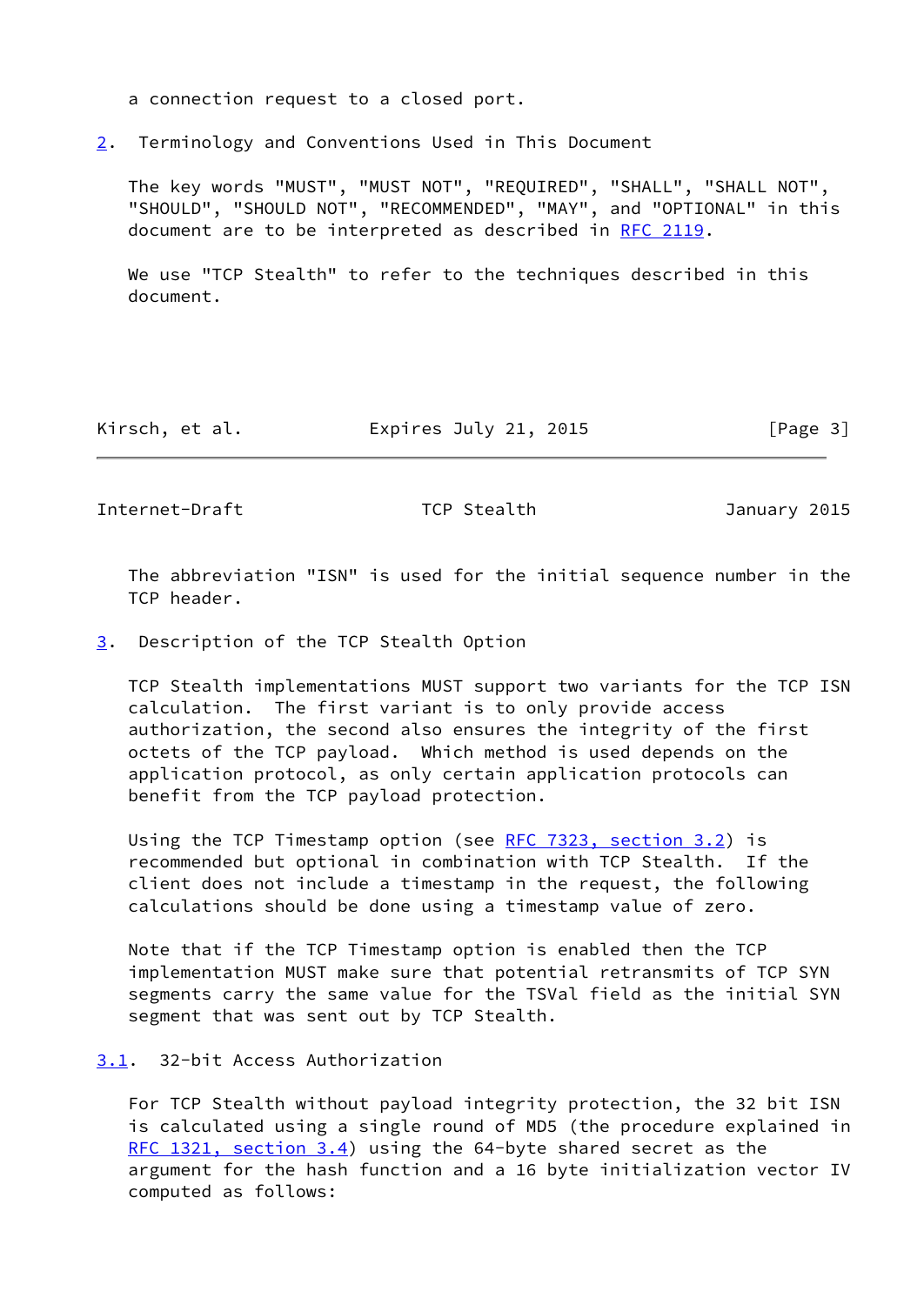a connection request to a closed port.

## 2. Terminology and Conventions Used in This Document

The key words "MUST", "MUST NOT", "REQUIRED", "SHALL", "SHALL NOT", "SHOULD", "SHOULD NOT", "RECOMMENDED", "MAY", and "OPTIONAL" in this document are to be interpreted as described in RFC 2119.

We use "TCP Stealth" to refer to the techniques described in this document.

The abbreviation "ISN" is used for the initial sequence number in the TCP header.

## 3. Description of the TCP Stealth Option

TCP Stealth implementations MUST support two variants for the TCP ISN calculation. The first variant is to only provide access authorization, the second also ensures the integrity of the first octets of the TCP payload. Which method is used depends on the application protocol, as only certain application protocols can benefit from the TCP payload protection.

Using the TCP Timestamp option (see RFC 7323, section 3.2) is recommended but optional in combination with TCP Stealth. If the client does not include a timestamp in the request, the following calculations should be done using a timestamp value of zero.

Note that if the TCP Timestamp option is enabled then the TCP implementation MUST make sure that potential retransmits of TCP SYN segments carry the same value for the TSVal field as the initial SYN segment that was sent out by TCP Stealth.

### 3.1. 32-bit Access Authorization

For TCP Stealth without payload integrity protection, the 32 bit ISN is calculated using a single round of MD5 (the procedure explained in RFC 1321, section 3.4) using the 64-byte shared secret as the argument for the hash function and a 16 byte initialization vector IV computed as follows: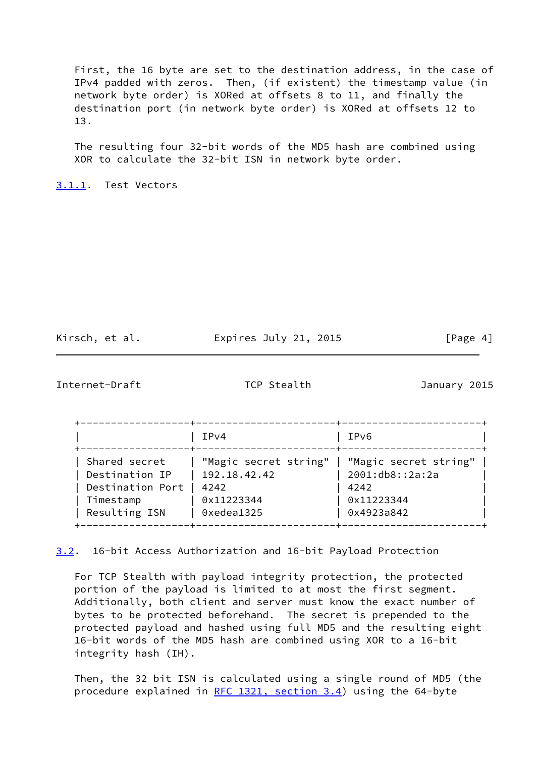First, the 16 byte are set to the destination address, in the case of IPv4 padded with zeros. Then, (if existent) the timestamp value (in network byte order) is XORed at offsets 8 to 11, and finally the destination port (in network byte order) is XORed at offsets 12 to 13.

The resulting four 32-bit words of the MD5 hash are combined using XOR to calculate the 32-bit ISN in network byte order.

### 3.1.1. Test Vectors

| | IPv4 | IPv6 |
|---|---|---|
| Shared secret | "Magic secret string" | "Magic secret string" |
| Destination IP | 192.18.42.42 | 2001:db8::2a:2a |
| Destination Port | 4242 | 4242 |
| Timestamp | 0x11223344 | 0x11223344 |
| Resulting ISN | 0xedea1325 | 0x4923a842 |

## 3.2. 16-bit Access Authorization and 16-bit Payload Protection

For TCP Stealth with payload integrity protection, the protected portion of the payload is limited to at most the first segment. Additionally, both client and server must know the exact number of bytes to be protected beforehand. The secret is prepended to the protected payload and hashed using full MD5 and the resulting eight 16-bit words of the MD5 hash are combined using XOR to a 16-bit integrity hash (IH).

Then, the 32 bit ISN is calculated using a single round of MD5 (the procedure explained in RFC 1321, section 3.4) using the 64-byte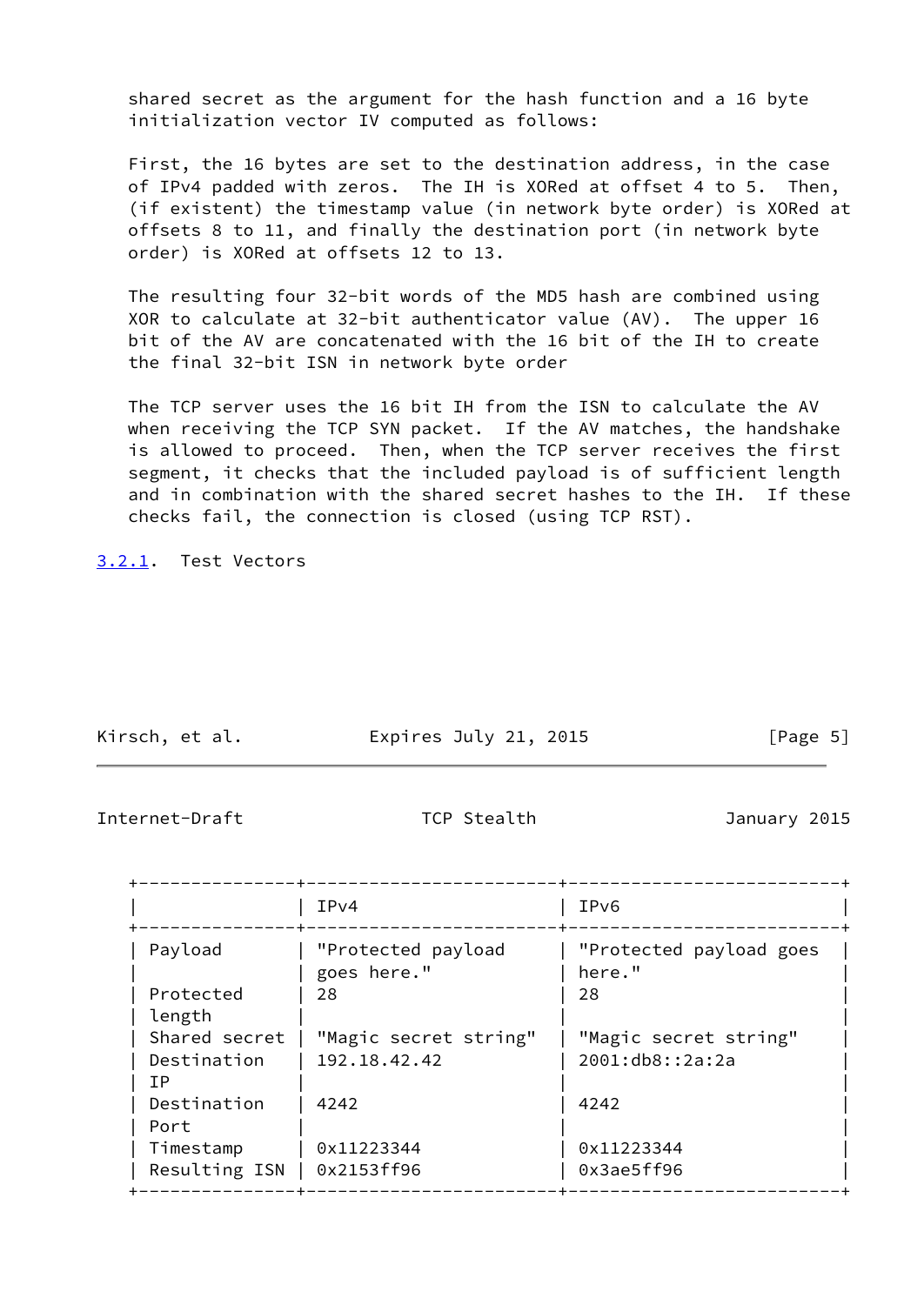shared secret as the argument for the hash function and a 16 byte initialization vector IV computed as follows:

First, the 16 bytes are set to the destination address, in the case of IPv4 padded with zeros. The IH is XORed at offset 4 to 5. Then, (if existent) the timestamp value (in network byte order) is XORed at offsets 8 to 11, and finally the destination port (in network byte order) is XORed at offsets 12 to 13.

The resulting four 32-bit words of the MD5 hash are combined using XOR to calculate at 32-bit authenticator value (AV). The upper 16 bit of the AV are concatenated with the 16 bit of the IH to create the final 32-bit ISN in network byte order

The TCP server uses the 16 bit IH from the ISN to calculate the AV when receiving the TCP SYN packet. If the AV matches, the handshake is allowed to proceed. Then, when the TCP server receives the first segment, it checks that the included payload is of sufficient length and in combination with the shared secret hashes to the IH. If these checks fail, the connection is closed (using TCP RST).

### 3.2.1. Test Vectors

| | IPv4 | IPv6 |
|---|---|---|
| Payload | "Protected payload goes here." | "Protected payload goes here." |
| Protected length | 28 | 28 |
| Shared secret | "Magic secret string" | "Magic secret string" |
| Destination IP | 192.18.42.42 | 2001:db8::2a:2a |
| Destination Port | 4242 | 4242 |
| Timestamp | 0x11223344 | 0x11223344 |
| Resulting ISN | 0x2153ff96 | 0x3ae5ff96 |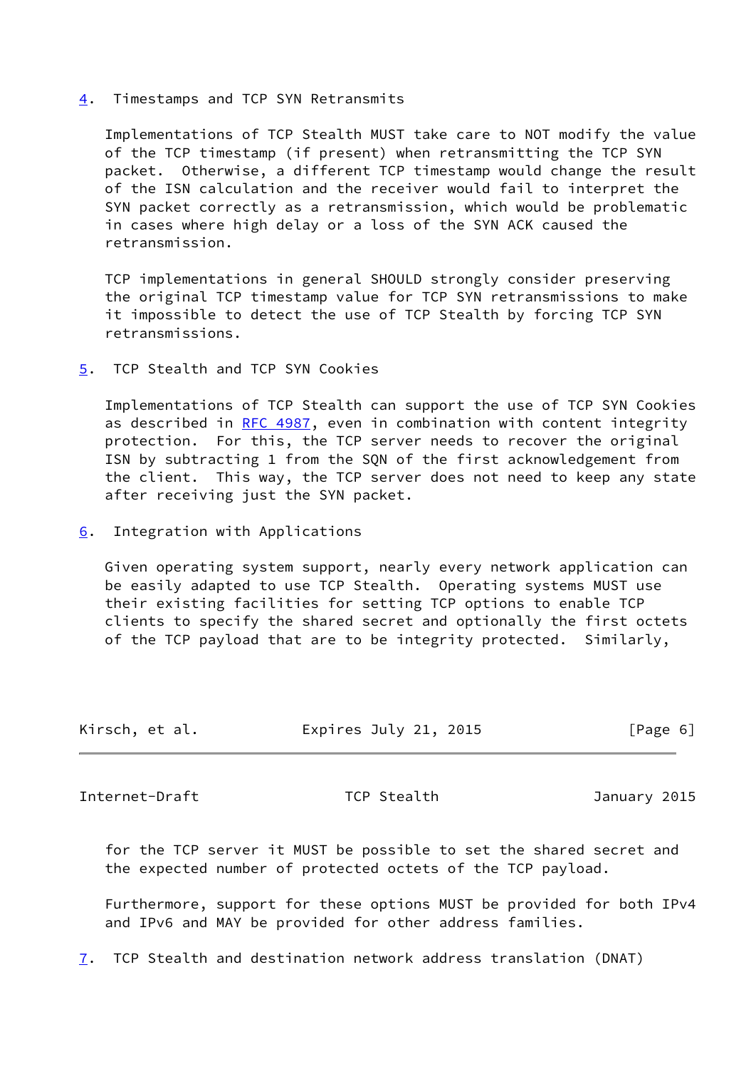## 4. Timestamps and TCP SYN Retransmits

Implementations of TCP Stealth MUST take care to NOT modify the value of the TCP timestamp (if present) when retransmitting the TCP SYN packet. Otherwise, a different TCP timestamp would change the result of the ISN calculation and the receiver would fail to interpret the SYN packet correctly as a retransmission, which would be problematic in cases where high delay or a loss of the SYN ACK caused the retransmission.

TCP implementations in general SHOULD strongly consider preserving the original TCP timestamp value for TCP SYN retransmissions to make it impossible to detect the use of TCP Stealth by forcing TCP SYN retransmissions.

## 5. TCP Stealth and TCP SYN Cookies

Implementations of TCP Stealth can support the use of TCP SYN Cookies as described in RFC 4987, even in combination with content integrity protection. For this, the TCP server needs to recover the original ISN by subtracting 1 from the SQN of the first acknowledgement from the client. This way, the TCP server does not need to keep any state after receiving just the SYN packet.

## 6. Integration with Applications

Given operating system support, nearly every network application can be easily adapted to use TCP Stealth. Operating systems MUST use their existing facilities for setting TCP options to enable TCP clients to specify the shared secret and optionally the first octets of the TCP payload that are to be integrity protected. Similarly, for the TCP server it MUST be possible to set the shared secret and the expected number of protected octets of the TCP payload.

Furthermore, support for these options MUST be provided for both IPv4 and IPv6 and MAY be provided for other address families.

## 7. TCP Stealth and destination network address translation (DNAT)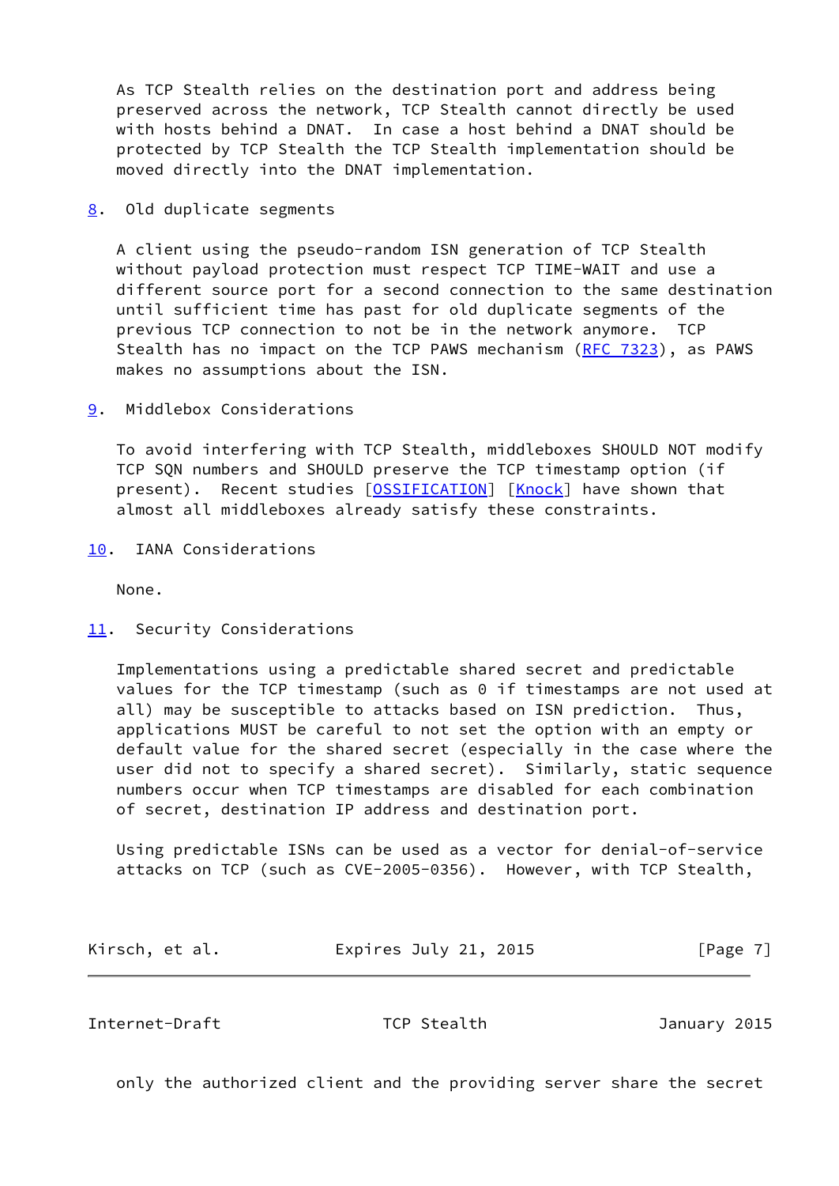As TCP Stealth relies on the destination port and address being preserved across the network, TCP Stealth cannot directly be used with hosts behind a DNAT. In case a host behind a DNAT should be protected by TCP Stealth the TCP Stealth implementation should be moved directly into the DNAT implementation.

## 8. Old duplicate segments

A client using the pseudo-random ISN generation of TCP Stealth without payload protection must respect TCP TIME-WAIT and use a different source port for a second connection to the same destination until sufficient time has past for old duplicate segments of the previous TCP connection to not be in the network anymore. TCP Stealth has no impact on the TCP PAWS mechanism (RFC 7323), as PAWS makes no assumptions about the ISN.

## 9. Middlebox Considerations

To avoid interfering with TCP Stealth, middleboxes SHOULD NOT modify TCP SQN numbers and SHOULD preserve the TCP timestamp option (if present). Recent studies [OSSIFICATION] [Knock] have shown that almost all middleboxes already satisfy these constraints.

## 10. IANA Considerations

None.

## 11. Security Considerations

Implementations using a predictable shared secret and predictable values for the TCP timestamp (such as 0 if timestamps are not used at all) may be susceptible to attacks based on ISN prediction. Thus, applications MUST be careful to not set the option with an empty or default value for the shared secret (especially in the case where the user did not to specify a shared secret). Similarly, static sequence numbers occur when TCP timestamps are disabled for each combination of secret, destination IP address and destination port.

Using predictable ISNs can be used as a vector for denial-of-service attacks on TCP (such as CVE-2005-0356). However, with TCP Stealth, only the authorized client and the providing server share the secret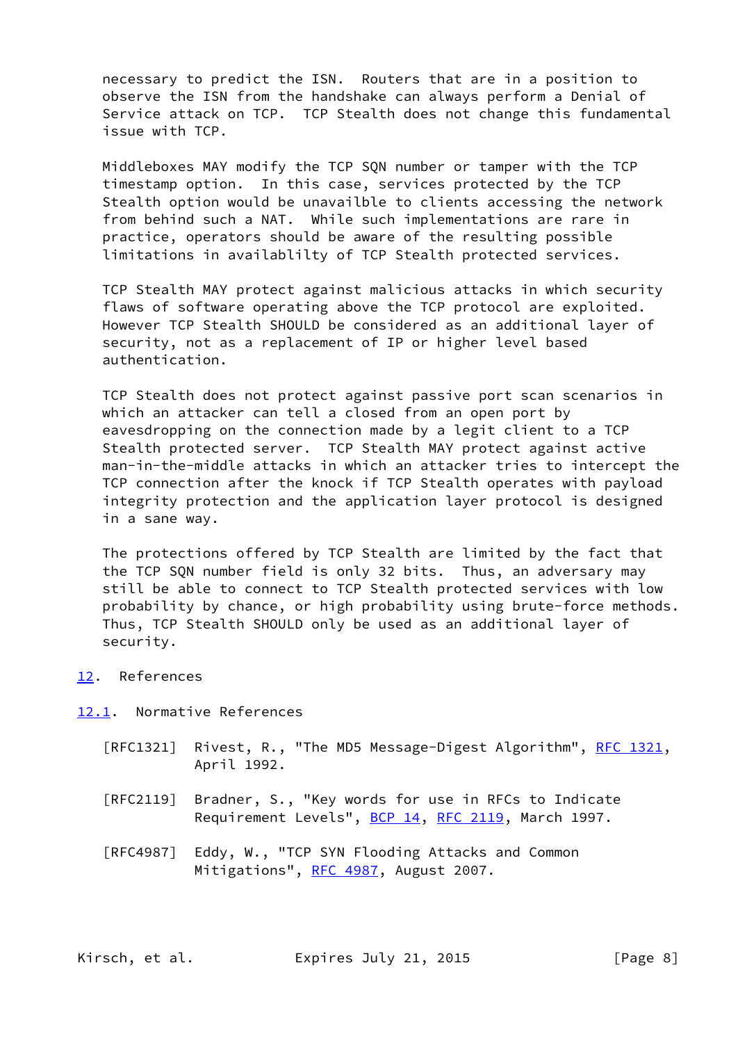necessary to predict the ISN. Routers that are in a position to observe the ISN from the handshake can always perform a Denial of Service attack on TCP. TCP Stealth does not change this fundamental issue with TCP.

Middleboxes MAY modify the TCP SQN number or tamper with the TCP timestamp option. In this case, services protected by the TCP Stealth option would be unavailble to clients accessing the network from behind such a NAT. While such implementations are rare in practice, operators should be aware of the resulting possible limitations in availablilty of TCP Stealth protected services.

TCP Stealth MAY protect against malicious attacks in which security flaws of software operating above the TCP protocol are exploited. However TCP Stealth SHOULD be considered as an additional layer of security, not as a replacement of IP or higher level based authentication.

TCP Stealth does not protect against passive port scan scenarios in which an attacker can tell a closed from an open port by eavesdropping on the connection made by a legit client to a TCP Stealth protected server. TCP Stealth MAY protect against active man-in-the-middle attacks in which an attacker tries to intercept the TCP connection after the knock if TCP Stealth operates with payload integrity protection and the application layer protocol is designed in a sane way.

The protections offered by TCP Stealth are limited by the fact that the TCP SQN number field is only 32 bits. Thus, an adversary may still be able to connect to TCP Stealth protected services with low probability by chance, or high probability using brute-force methods. Thus, TCP Stealth SHOULD only be used as an additional layer of security.

## 12. References

### 12.1. Normative References

[RFC1321] Rivest, R., "The MD5 Message-Digest Algorithm", RFC 1321, April 1992.

[RFC2119] Bradner, S., "Key words for use in RFCs to Indicate Requirement Levels", BCP 14, RFC 2119, March 1997.

[RFC4987] Eddy, W., "TCP SYN Flooding Attacks and Common Mitigations", RFC 4987, August 2007.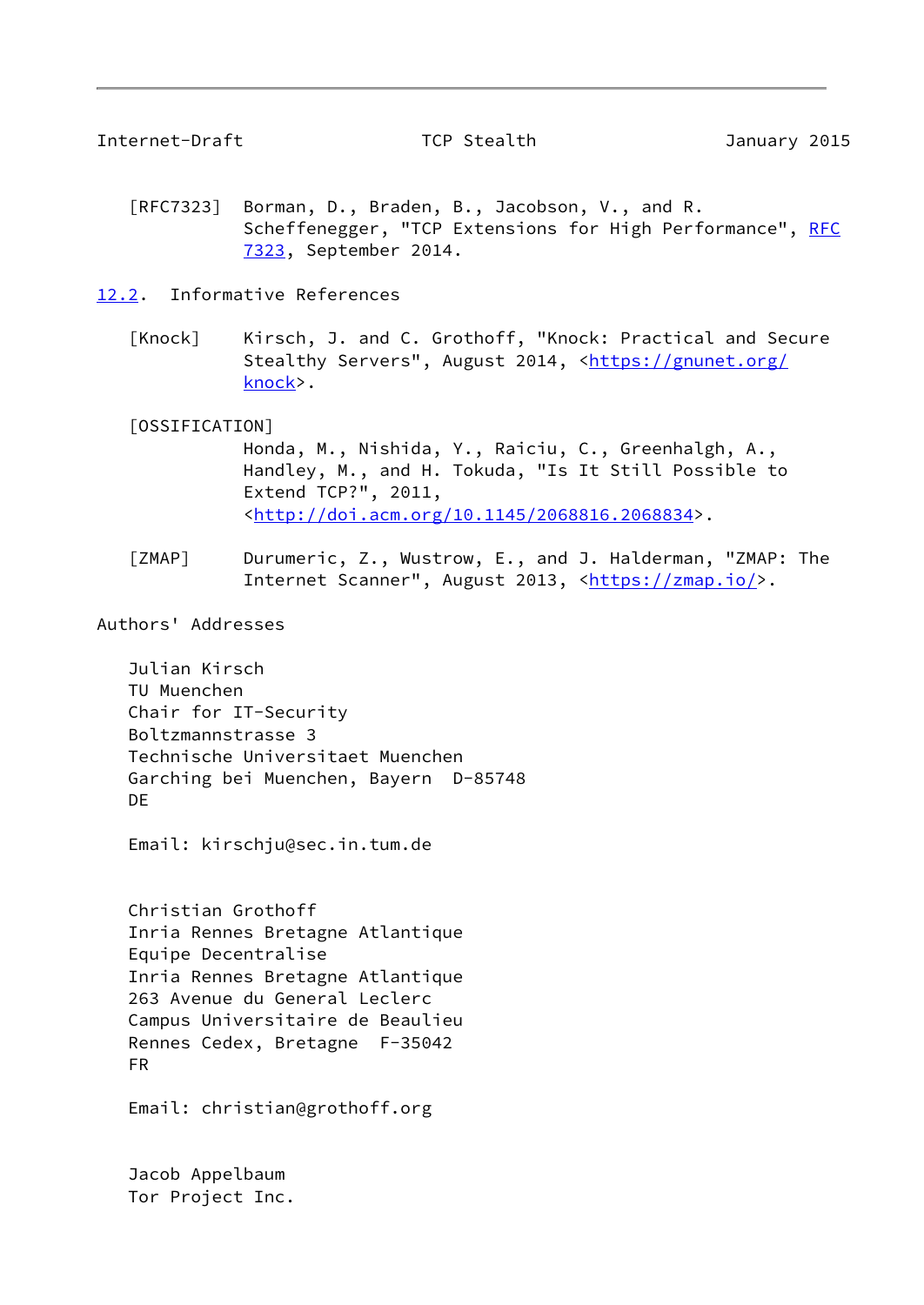[RFC7323] Borman, D., Braden, B., Jacobson, V., and R. Scheffenegger, "TCP Extensions for High Performance", RFC 7323, September 2014.

## 12.2. Informative References

[Knock] Kirsch, J. and C. Grothoff, "Knock: Practical and Secure Stealthy Servers", August 2014, <https://gnunet.org/knock>.

[OSSIFICATION] Honda, M., Nishida, Y., Raiciu, C., Greenhalgh, A., Handley, M., and H. Tokuda, "Is It Still Possible to Extend TCP?", 2011, <http://doi.acm.org/10.1145/2068816.2068834>.

[ZMAP] Durumeric, Z., Wustrow, E., and J. Halderman, "ZMAP: The Internet Scanner", August 2013, <https://zmap.io/>.

## Authors' Addresses

Julian Kirsch
TU Muenchen
Chair for IT-Security
Boltzmannstrasse 3
Technische Universitaet Muenchen
Garching bei Muenchen, Bayern D-85748
DE

Email: kirschju@sec.in.tum.de

Christian Grothoff
Inria Rennes Bretagne Atlantique
Equipe Decentralise
Inria Rennes Bretagne Atlantique
263 Avenue du General Leclerc
Campus Universitaire de Beaulieu
Rennes Cedex, Bretagne F-35042
FR

Email: christian@grothoff.org

Jacob Appelbaum
Tor Project Inc.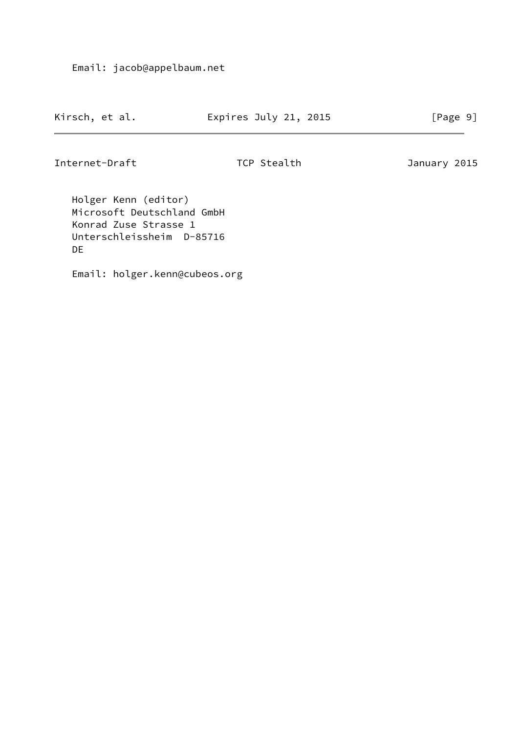Email: jacob@appelbaum.net

Holger Kenn (editor)
Microsoft Deutschland GmbH
Konrad Zuse Strasse 1
Unterschleissheim  D-85716
DE

Email: holger.kenn@cubeos.org